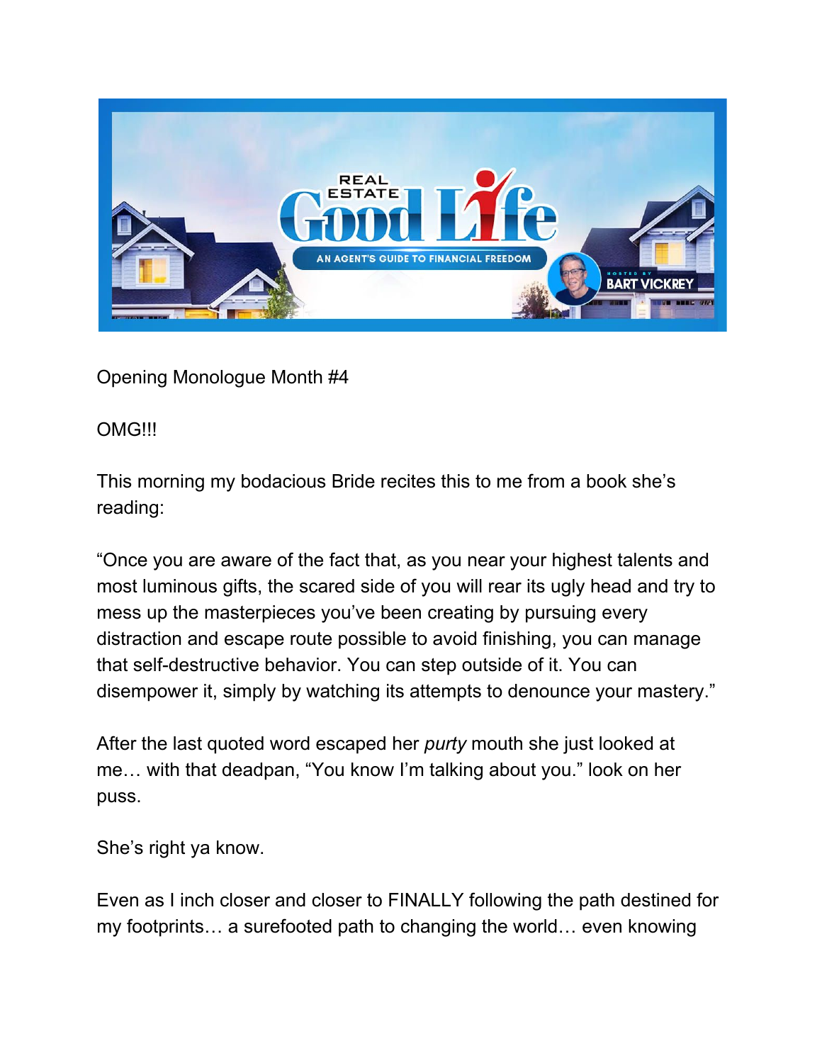Opening Monologue Month #4

OMG!!!

This morning my bodacious Bride recites this to me from a book she's reading:

"Once you are aware of the fact that, as you near your highest talents and most luminous gifts, the scared side of you will rear its ugly head and try to mess up the masterpieces you've been creating by pursuing every distraction and escape route possible to avoid finishing, you can manage that self-destructive behavior. You can step outside of it. You can disempower it, simply by watching its attempts to denounce your mastery."

After the last quoted word escaped her *purty* mouth she just looked at me… with that deadpan, "You know I'm talking about you." look on her puss.

She's right ya know.

Even as I inch closer and closer to FINALLY following the path destined for my footprints… a surefooted path to changing the world… even knowing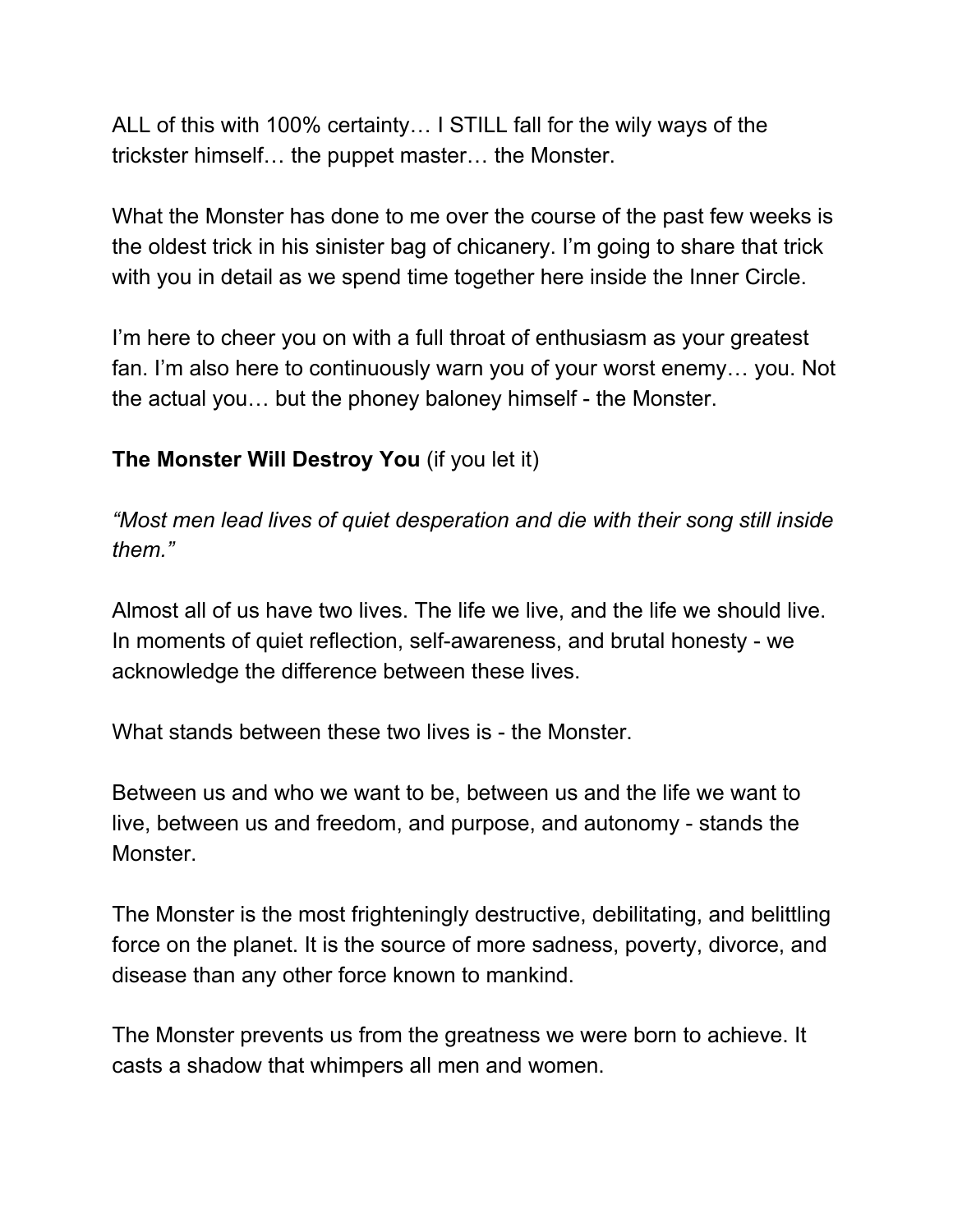ALL of this with 100% certainty… I STILL fall for the wily ways of the trickster himself… the puppet master… the Monster.

What the Monster has done to me over the course of the past few weeks is the oldest trick in his sinister bag of chicanery. I'm going to share that trick with you in detail as we spend time together here inside the Inner Circle.

I'm here to cheer you on with a full throat of enthusiasm as your greatest fan. I'm also here to continuously warn you of your worst enemy… you. Not the actual you… but the phoney baloney himself - the Monster.

**The Monster Will Destroy You** (if you let it)

*"Most men lead lives of quiet desperation and die with their song still inside them."*

Almost all of us have two lives. The life we live, and the life we should live. In moments of quiet reflection, self-awareness, and brutal honesty - we acknowledge the difference between these lives.

What stands between these two lives is - the Monster.

Between us and who we want to be, between us and the life we want to live, between us and freedom, and purpose, and autonomy - stands the Monster.

The Monster is the most frighteningly destructive, debilitating, and belittling force on the planet. It is the source of more sadness, poverty, divorce, and disease than any other force known to mankind.

The Monster prevents us from the greatness we were born to achieve. It casts a shadow that whimpers all men and women.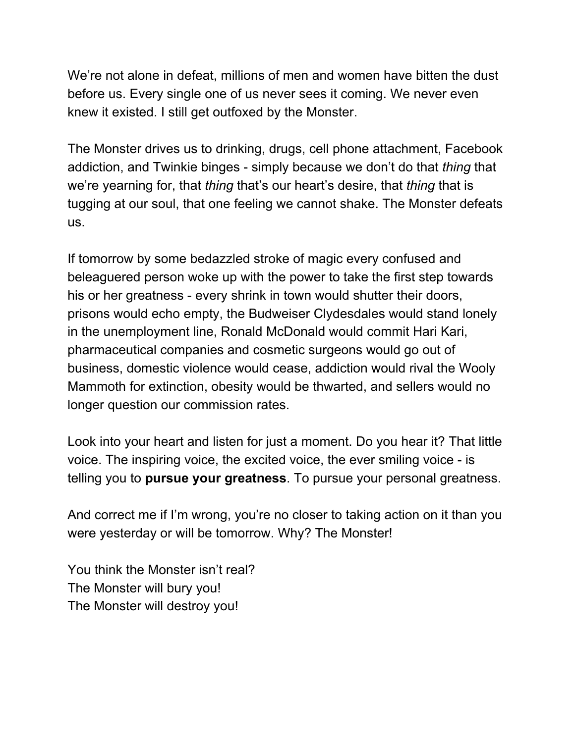We're not alone in defeat, millions of men and women have bitten the dust before us. Every single one of us never sees it coming. We never even knew it existed. I still get outfoxed by the Monster.

The Monster drives us to drinking, drugs, cell phone attachment, Facebook addiction, and Twinkie binges - simply because we don't do that *thing* that we're yearning for, that *thing* that's our heart's desire, that *thing* that is tugging at our soul, that one feeling we cannot shake. The Monster defeats us.

If tomorrow by some bedazzled stroke of magic every confused and beleaguered person woke up with the power to take the first step towards his or her greatness - every shrink in town would shutter their doors, prisons would echo empty, the Budweiser Clydesdales would stand lonely in the unemployment line, Ronald McDonald would commit Hari Kari, pharmaceutical companies and cosmetic surgeons would go out of business, domestic violence would cease, addiction would rival the Wooly Mammoth for extinction, obesity would be thwarted, and sellers would no longer question our commission rates.

Look into your heart and listen for just a moment. Do you hear it? That little voice. The inspiring voice, the excited voice, the ever smiling voice - is telling you to **pursue your greatness**. To pursue your personal greatness.

And correct me if I'm wrong, you're no closer to taking action on it than you were yesterday or will be tomorrow. Why? The Monster!

You think the Monster isn't real?
The Monster will bury you!
The Monster will destroy you!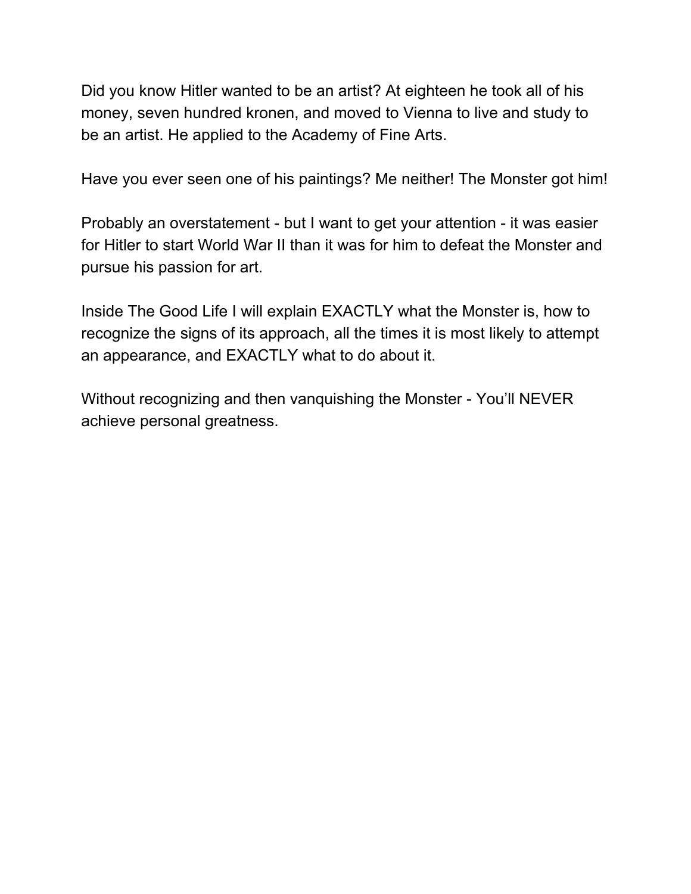Did you know Hitler wanted to be an artist? At eighteen he took all of his money, seven hundred kronen, and moved to Vienna to live and study to be an artist. He applied to the Academy of Fine Arts.

Have you ever seen one of his paintings? Me neither! The Monster got him!

Probably an overstatement - but I want to get your attention - it was easier for Hitler to start World War II than it was for him to defeat the Monster and pursue his passion for art.

Inside The Good Life I will explain EXACTLY what the Monster is, how to recognize the signs of its approach, all the times it is most likely to attempt an appearance, and EXACTLY what to do about it.

Without recognizing and then vanquishing the Monster - You'll NEVER achieve personal greatness.